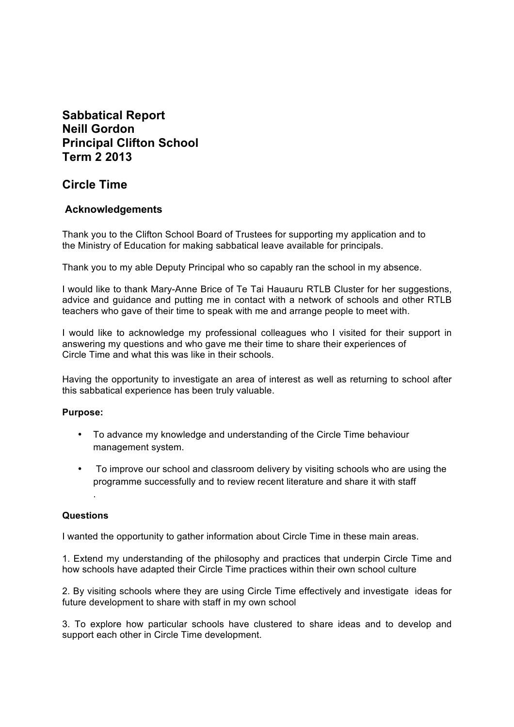# Sabbatical Report
# Neill Gordon
# Principal Clifton School
# Term 2 2013

## Circle Time

### Acknowledgements

Thank you to the Clifton School Board of Trustees for supporting my application and to the Ministry of Education for making sabbatical leave available for principals.

Thank you to my able Deputy Principal who so capably ran the school in my absence.

I would like to thank Mary-Anne Brice of Te Tai Hauauru RTLB Cluster for her suggestions, advice and guidance and putting me in contact with a network of schools and other RTLB teachers who gave of their time to speak with me and arrange people to meet with.

I would like to acknowledge my professional colleagues who I visited for their support in answering my questions and who gave me their time to share their experiences of Circle Time and what this was like in their schools.

Having the opportunity to investigate an area of interest as well as returning to school after this sabbatical experience has been truly valuable.

**Purpose:**

- To advance my knowledge and understanding of the Circle Time behaviour management system.
- To improve our school and classroom delivery by visiting schools who are using the programme successfully and to review recent literature and share it with staff.

**Questions**

I wanted the opportunity to gather information about Circle Time in these main areas.

1. Extend my understanding of the philosophy and practices that underpin Circle Time and how schools have adapted their Circle Time practices within their own school culture

2. By visiting schools where they are using Circle Time effectively and investigate ideas for future development to share with staff in my own school

3. To explore how particular schools have clustered to share ideas and to develop and support each other in Circle Time development.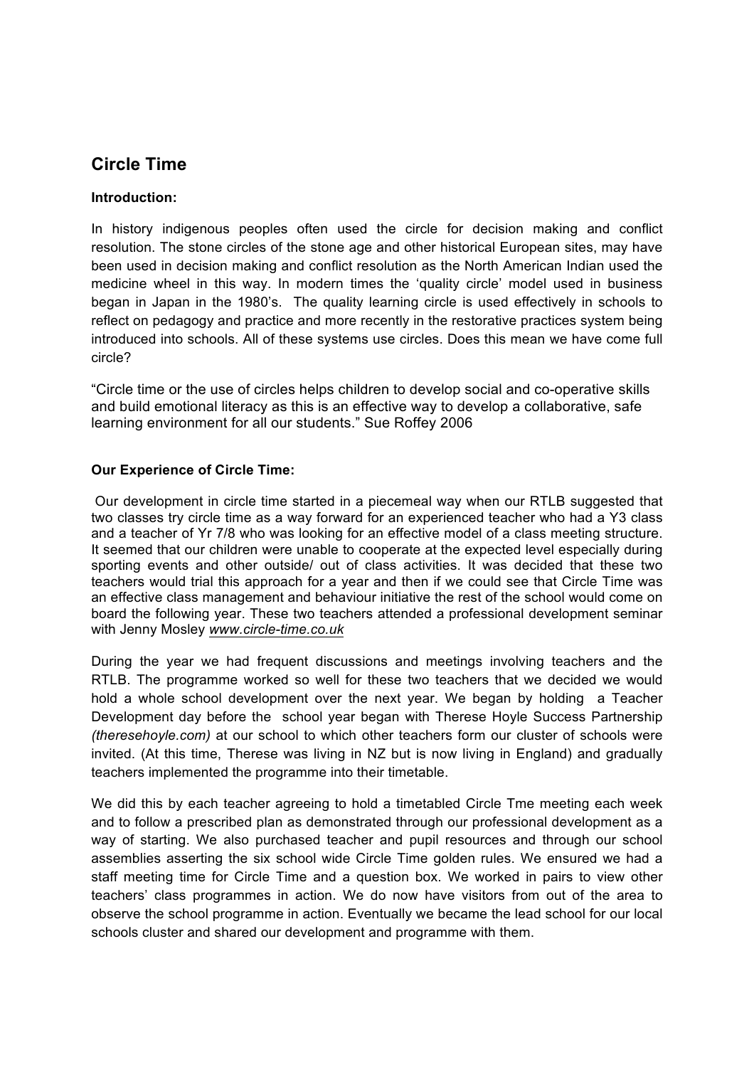## Circle Time

**Introduction:**

In history indigenous peoples often used the circle for decision making and conflict resolution. The stone circles of the stone age and other historical European sites, may have been used in decision making and conflict resolution as the North American Indian used the medicine wheel in this way. In modern times the 'quality circle' model used in business began in Japan in the 1980's. The quality learning circle is used effectively in schools to reflect on pedagogy and practice and more recently in the restorative practices system being introduced into schools. All of these systems use circles. Does this mean we have come full circle?

"Circle time or the use of circles helps children to develop social and co-operative skills and build emotional literacy as this is an effective way to develop a collaborative, safe learning environment for all our students." Sue Roffey 2006

**Our Experience of Circle Time:**

Our development in circle time started in a piecemeal way when our RTLB suggested that two classes try circle time as a way forward for an experienced teacher who had a Y3 class and a teacher of Yr 7/8 who was looking for an effective model of a class meeting structure. It seemed that our children were unable to cooperate at the expected level especially during sporting events and other outside/ out of class activities. It was decided that these two teachers would trial this approach for a year and then if we could see that Circle Time was an effective class management and behaviour initiative the rest of the school would come on board the following year. These two teachers attended a professional development seminar with Jenny Mosley *www.circle-time.co.uk*

During the year we had frequent discussions and meetings involving teachers and the RTLB. The programme worked so well for these two teachers that we decided we would hold a whole school development over the next year. We began by holding a Teacher Development day before the school year began with Therese Hoyle Success Partnership *(theresehoyle.com)* at our school to which other teachers form our cluster of schools were invited. (At this time, Therese was living in NZ but is now living in England) and gradually teachers implemented the programme into their timetable.

We did this by each teacher agreeing to hold a timetabled Circle Tme meeting each week and to follow a prescribed plan as demonstrated through our professional development as a way of starting. We also purchased teacher and pupil resources and through our school assemblies asserting the six school wide Circle Time golden rules. We ensured we had a staff meeting time for Circle Time and a question box. We worked in pairs to view other teachers' class programmes in action. We do now have visitors from out of the area to observe the school programme in action. Eventually we became the lead school for our local schools cluster and shared our development and programme with them.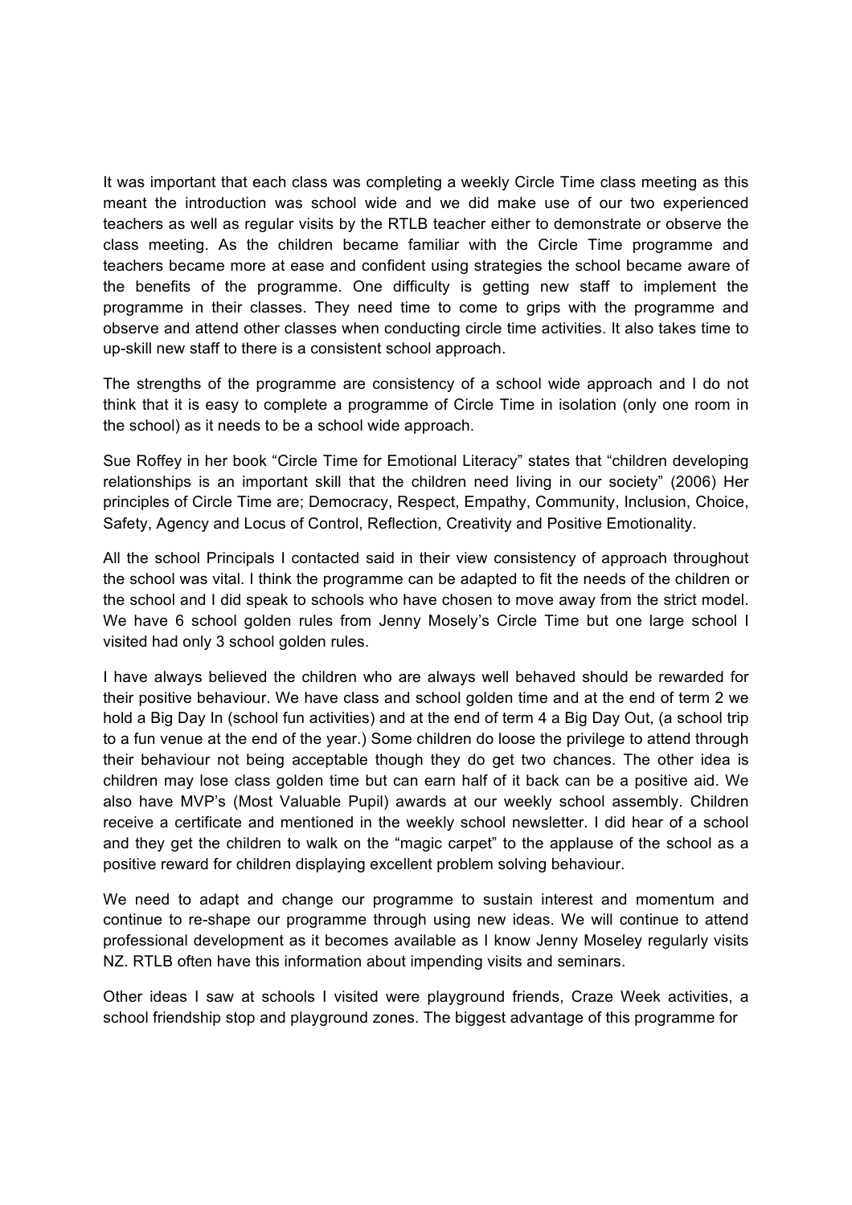It was important that each class was completing a weekly Circle Time class meeting as this meant the introduction was school wide and we did make use of our two experienced teachers as well as regular visits by the RTLB teacher either to demonstrate or observe the class meeting. As the children became familiar with the Circle Time programme and teachers became more at ease and confident using strategies the school became aware of the benefits of the programme. One difficulty is getting new staff to implement the programme in their classes. They need time to come to grips with the programme and observe and attend other classes when conducting circle time activities. It also takes time to up-skill new staff to there is a consistent school approach.

The strengths of the programme are consistency of a school wide approach and I do not think that it is easy to complete a programme of Circle Time in isolation (only one room in the school) as it needs to be a school wide approach.

Sue Roffey in her book "Circle Time for Emotional Literacy" states that "children developing relationships is an important skill that the children need living in our society" (2006) Her principles of Circle Time are; Democracy, Respect, Empathy, Community, Inclusion, Choice, Safety, Agency and Locus of Control, Reflection, Creativity and Positive Emotionality.

All the school Principals I contacted said in their view consistency of approach throughout the school was vital. I think the programme can be adapted to fit the needs of the children or the school and I did speak to schools who have chosen to move away from the strict model. We have 6 school golden rules from Jenny Mosely's Circle Time but one large school I visited had only 3 school golden rules.

I have always believed the children who are always well behaved should be rewarded for their positive behaviour. We have class and school golden time and at the end of term 2 we hold a Big Day In (school fun activities) and at the end of term 4 a Big Day Out, (a school trip to a fun venue at the end of the year.) Some children do loose the privilege to attend through their behaviour not being acceptable though they do get two chances. The other idea is children may lose class golden time but can earn half of it back can be a positive aid. We also have MVP's (Most Valuable Pupil) awards at our weekly school assembly. Children receive a certificate and mentioned in the weekly school newsletter. I did hear of a school and they get the children to walk on the "magic carpet" to the applause of the school as a positive reward for children displaying excellent problem solving behaviour.

We need to adapt and change our programme to sustain interest and momentum and continue to re-shape our programme through using new ideas. We will continue to attend professional development as it becomes available as I know Jenny Moseley regularly visits NZ. RTLB often have this information about impending visits and seminars.

Other ideas I saw at schools I visited were playground friends, Craze Week activities, a school friendship stop and playground zones. The biggest advantage of this programme for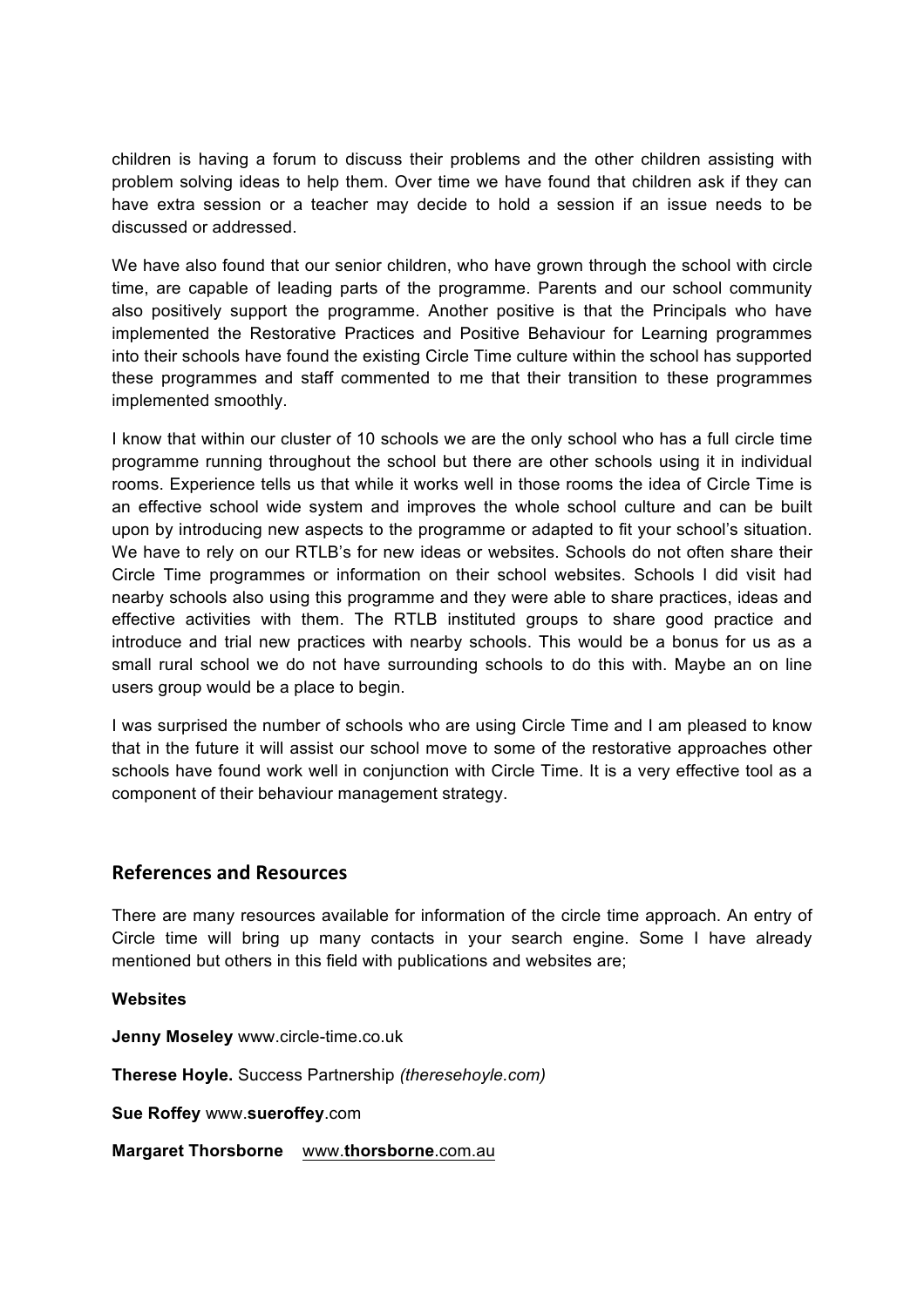children is having a forum to discuss their problems and the other children assisting with problem solving ideas to help them. Over time we have found that children ask if they can have extra session or a teacher may decide to hold a session if an issue needs to be discussed or addressed.

We have also found that our senior children, who have grown through the school with circle time, are capable of leading parts of the programme. Parents and our school community also positively support the programme. Another positive is that the Principals who have implemented the Restorative Practices and Positive Behaviour for Learning programmes into their schools have found the existing Circle Time culture within the school has supported these programmes and staff commented to me that their transition to these programmes implemented smoothly.

I know that within our cluster of 10 schools we are the only school who has a full circle time programme running throughout the school but there are other schools using it in individual rooms. Experience tells us that while it works well in those rooms the idea of Circle Time is an effective school wide system and improves the whole school culture and can be built upon by introducing new aspects to the programme or adapted to fit your school's situation. We have to rely on our RTLB's for new ideas or websites. Schools do not often share their Circle Time programmes or information on their school websites. Schools I did visit had nearby schools also using this programme and they were able to share practices, ideas and effective activities with them. The RTLB instituted groups to share good practice and introduce and trial new practices with nearby schools. This would be a bonus for us as a small rural school we do not have surrounding schools to do this with. Maybe an on line users group would be a place to begin.

I was surprised the number of schools who are using Circle Time and I am pleased to know that in the future it will assist our school move to some of the restorative approaches other schools have found work well in conjunction with Circle Time. It is a very effective tool as a component of their behaviour management strategy.

## References and Resources

There are many resources available for information of the circle time approach. An entry of Circle time will bring up many contacts in your search engine. Some I have already mentioned but others in this field with publications and websites are;

**Websites**

**Jenny Moseley** www.circle-time.co.uk

**Therese Hoyle.** Success Partnership *(theresehoyle.com)*

**Sue Roffey** www.**sueroffey**.com

**Margaret Thorsborne** www.**thorsborne**.com.au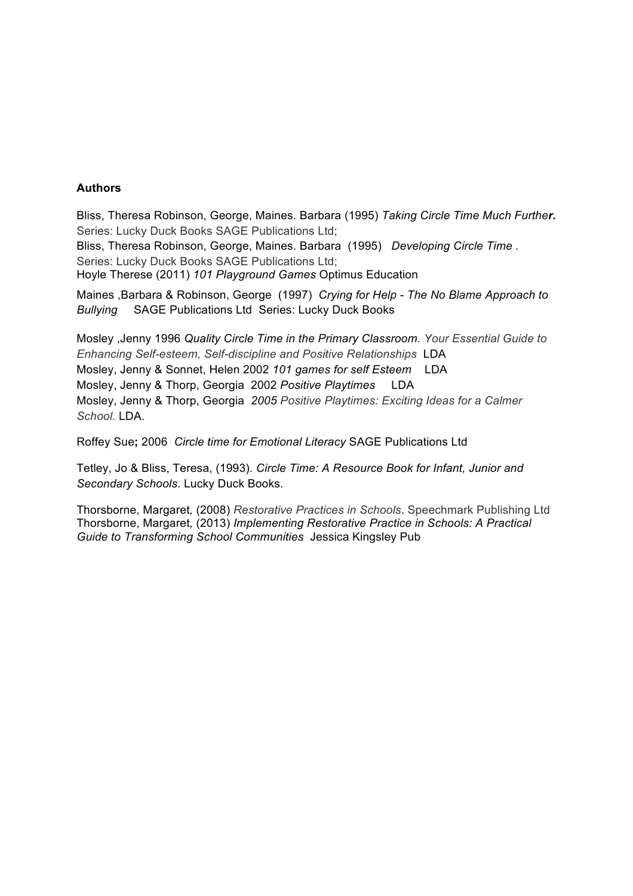**Authors**

Bliss, Theresa Robinson, George, Maines. Barbara (1995) *Taking Circle Time Much Further.* Series: Lucky Duck Books SAGE Publications Ltd;
Bliss, Theresa Robinson, George, Maines. Barbara (1995) *Developing Circle Time .* Series: Lucky Duck Books SAGE Publications Ltd;
Hoyle Therese (2011) *101 Playground Games* Optimus Education

Maines ,Barbara & Robinson, George (1997) *Crying for Help - The No Blame Approach to Bullying* SAGE Publications Ltd Series: Lucky Duck Books

Mosley ,Jenny 1996 *Quality Circle Time in the Primary Classroom. Your Essential Guide to Enhancing Self-esteem, Self-discipline and Positive Relationships* LDA
Mosley, Jenny & Sonnet, Helen 2002 *101 games for self Esteem* LDA
Mosley, Jenny & Thorp, Georgia 2002 *Positive Playtimes* LDA
Mosley, Jenny & Thorp, Georgia *2005 Positive Playtimes: Exciting Ideas for a Calmer School.* LDA.

Roffey Sue**;** 2006 *Circle time for Emotional Literacy* SAGE Publications Ltd

Tetley, Jo & Bliss, Teresa, (1993). *Circle Time: A Resource Book for Infant, Junior and Secondary Schools*. Lucky Duck Books.

Thorsborne, Margaret, (2008) *Restorative Practices in Schools*. Speechmark Publishing Ltd
Thorsborne, Margaret, (2013) *Implementing Restorative Practice in Schools: A Practical Guide to Transforming School Communities* Jessica Kingsley Pub